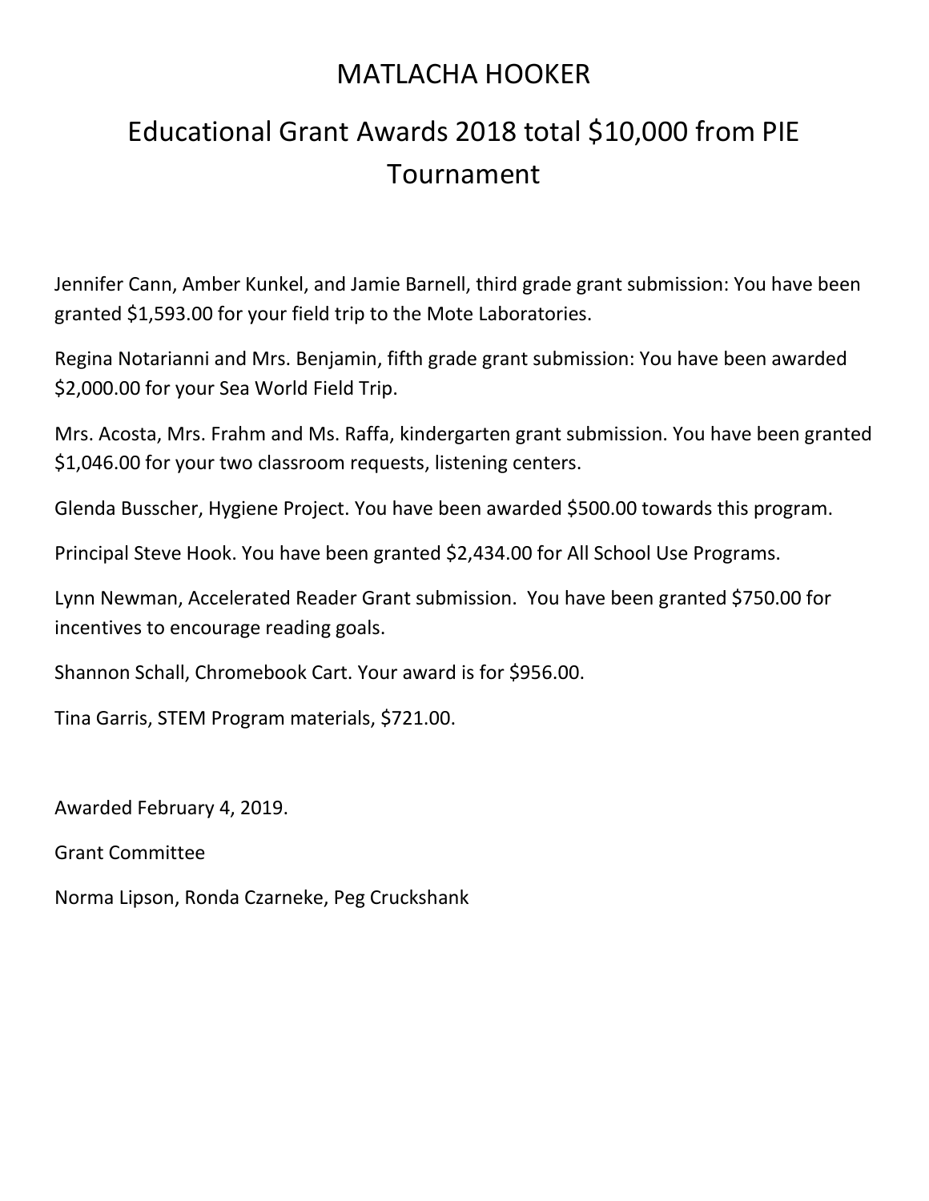# MATLACHA HOOKER

## Educational Grant Awards 2018 total $10,000 from PIE Tournament

Jennifer Cann, Amber Kunkel, and Jamie Barnell, third grade grant submission: You have been granted $1,593.00 for your field trip to the Mote Laboratories.

Regina Notarianni and Mrs. Benjamin, fifth grade grant submission: You have been awarded $2,000.00 for your Sea World Field Trip.

Mrs. Acosta, Mrs. Frahm and Ms. Raffa, kindergarten grant submission. You have been granted $1,046.00 for your two classroom requests, listening centers.

Glenda Busscher, Hygiene Project. You have been awarded $500.00 towards this program.

Principal Steve Hook. You have been granted $2,434.00 for All School Use Programs.

Lynn Newman, Accelerated Reader Grant submission. You have been granted $750.00 for incentives to encourage reading goals.

Shannon Schall, Chromebook Cart. Your award is for $956.00.

Tina Garris, STEM Program materials, $721.00.

Awarded February 4, 2019.

Grant Committee

Norma Lipson, Ronda Czarneke, Peg Cruckshank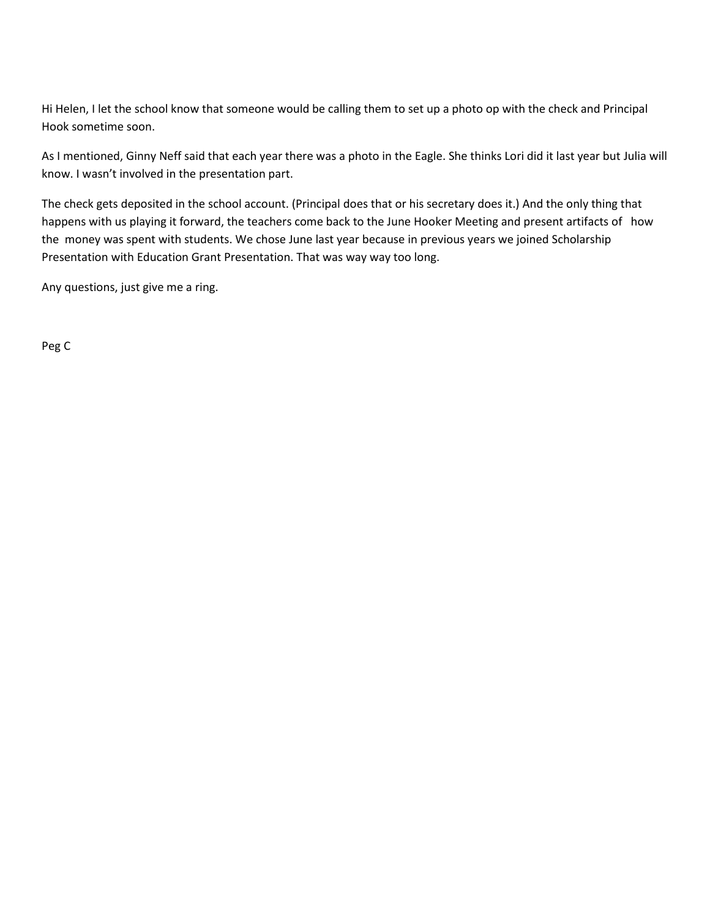Hi Helen, I let the school know that someone would be calling them to set up a photo op with the check and Principal Hook sometime soon.

As I mentioned, Ginny Neff said that each year there was a photo in the Eagle. She thinks Lori did it last year but Julia will know. I wasn't involved in the presentation part.

The check gets deposited in the school account. (Principal does that or his secretary does it.) And the only thing that happens with us playing it forward, the teachers come back to the June Hooker Meeting and present artifacts of how the money was spent with students. We chose June last year because in previous years we joined Scholarship Presentation with Education Grant Presentation. That was way way too long.

Any questions, just give me a ring.

Peg C